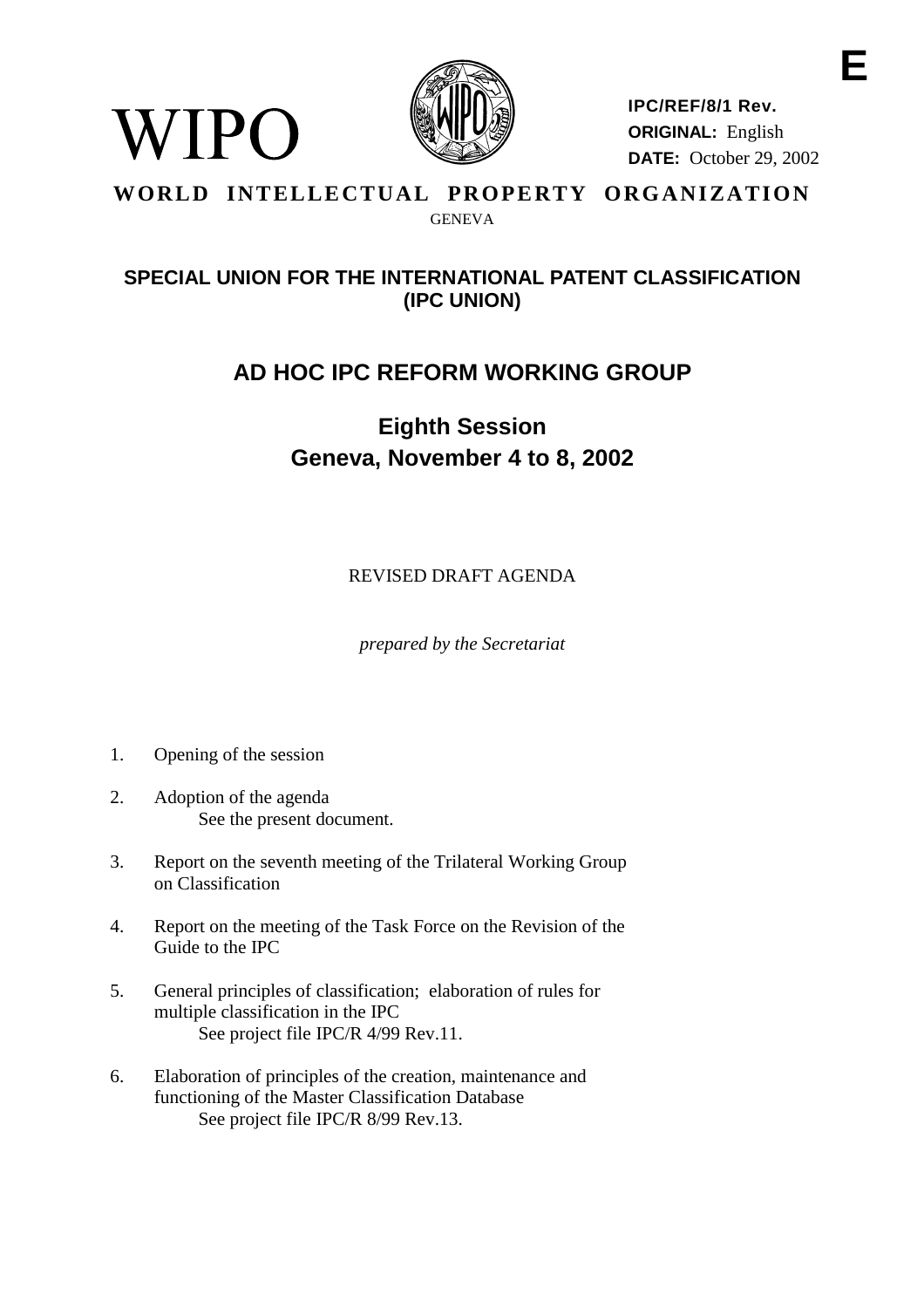E

WIPO

IPC/REF/8/1 Rev.
ORIGINAL: English
DATE: October 29, 2002

**WORLD INTELLECTUAL PROPERTY ORGANIZATION**

GENEVA

## SPECIAL UNION FOR THE INTERNATIONAL PATENT CLASSIFICATION (IPC UNION)

# AD HOC IPC REFORM WORKING GROUP

## Eighth Session
## Geneva, November 4 to 8, 2002

REVISED DRAFT AGENDA

*prepared by the Secretariat*

1. Opening of the session

2. Adoption of the agenda
   See the present document.

3. Report on the seventh meeting of the Trilateral Working Group on Classification

4. Report on the meeting of the Task Force on the Revision of the Guide to the IPC

5. General principles of classification; elaboration of rules for multiple classification in the IPC
   See project file IPC/R 4/99 Rev.11.

6. Elaboration of principles of the creation, maintenance and functioning of the Master Classification Database
   See project file IPC/R 8/99 Rev.13.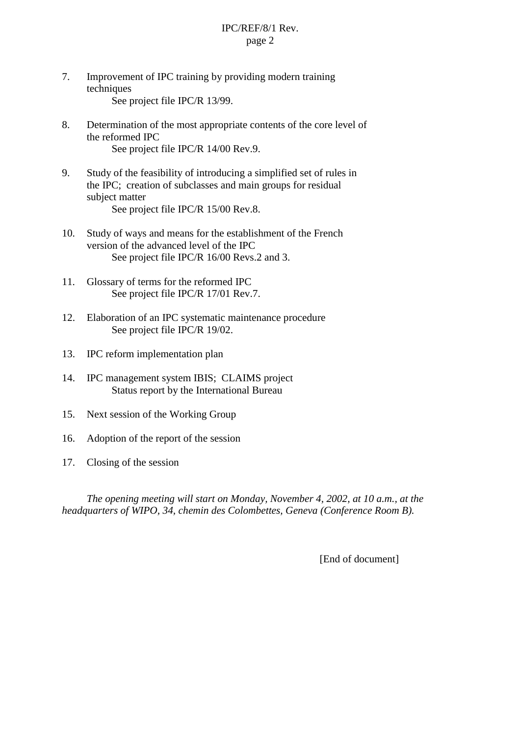7. Improvement of IPC training by providing modern training techniques
   See project file IPC/R 13/99.

8. Determination of the most appropriate contents of the core level of the reformed IPC
   See project file IPC/R 14/00 Rev.9.

9. Study of the feasibility of introducing a simplified set of rules in the IPC;  creation of subclasses and main groups for residual subject matter
   See project file IPC/R 15/00 Rev.8.

10. Study of ways and means for the establishment of the French version of the advanced level of the IPC
    See project file IPC/R 16/00 Revs.2 and 3.

11. Glossary of terms for the reformed IPC
    See project file IPC/R 17/01 Rev.7.

12. Elaboration of an IPC systematic maintenance procedure
    See project file IPC/R 19/02.

13. IPC reform implementation plan

14. IPC management system IBIS;  CLAIMS project
    Status report by the International Bureau

15. Next session of the Working Group

16. Adoption of the report of the session

17. Closing of the session

*The opening meeting will start on Monday, November 4, 2002, at 10 a.m., at the headquarters of WIPO, 34, chemin des Colombettes, Geneva (Conference Room B).*

[End of document]